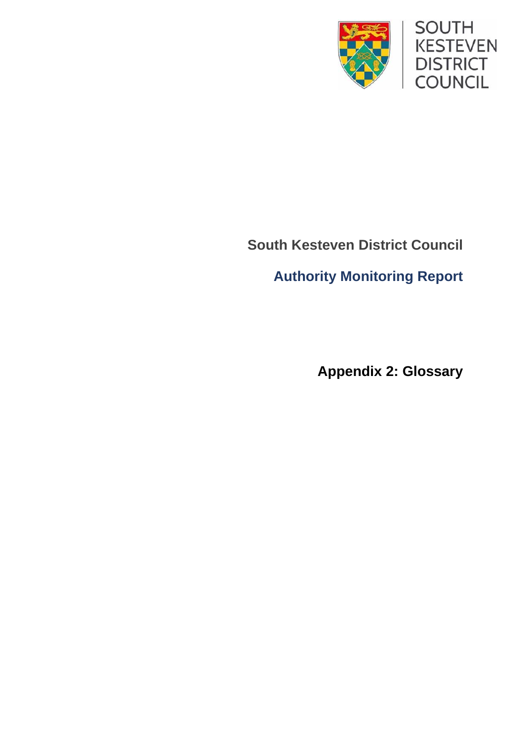SOUTH KESTEVEN DISTRICT COUNCIL

# South Kesteven District Council

## Authority Monitoring Report

## Appendix 2: Glossary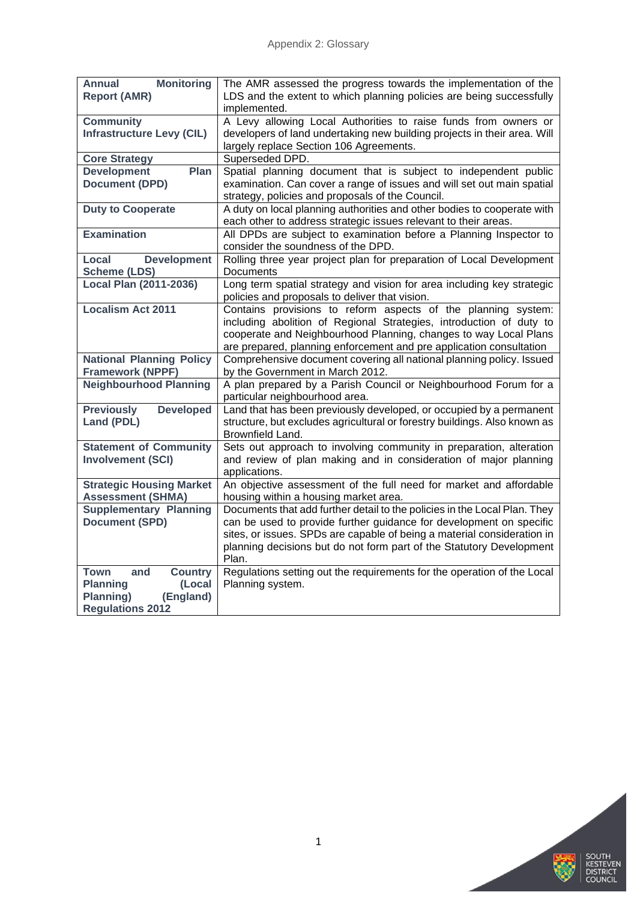Appendix 2: Glossary

| | |
|---|---|
| **Annual Monitoring Report (AMR)** | The AMR assessed the progress towards the implementation of the LDS and the extent to which planning policies are being successfully implemented. |
| **Community Infrastructure Levy (CIL)** | A Levy allowing Local Authorities to raise funds from owners or developers of land undertaking new building projects in their area. Will largely replace Section 106 Agreements. |
| **Core Strategy** | Superseded DPD. |
| **Development Plan Document (DPD)** | Spatial planning document that is subject to independent public examination. Can cover a range of issues and will set out main spatial strategy, policies and proposals of the Council. |
| **Duty to Cooperate** | A duty on local planning authorities and other bodies to cooperate with each other to address strategic issues relevant to their areas. |
| **Examination** | All DPDs are subject to examination before a Planning Inspector to consider the soundness of the DPD. |
| **Local Development Scheme (LDS)** | Rolling three year project plan for preparation of Local Development Documents |
| **Local Plan (2011-2036)** | Long term spatial strategy and vision for area including key strategic policies and proposals to deliver that vision. |
| **Localism Act 2011** | Contains provisions to reform aspects of the planning system: including abolition of Regional Strategies, introduction of duty to cooperate and Neighbourhood Planning, changes to way Local Plans are prepared, planning enforcement and pre application consultation |
| **National Planning Policy Framework (NPPF)** | Comprehensive document covering all national planning policy. Issued by the Government in March 2012. |
| **Neighbourhood Planning** | A plan prepared by a Parish Council or Neighbourhood Forum for a particular neighbourhood area. |
| **Previously Developed Land (PDL)** | Land that has been previously developed, or occupied by a permanent structure, but excludes agricultural or forestry buildings. Also known as Brownfield Land. |
| **Statement of Community Involvement (SCI)** | Sets out approach to involving community in preparation, alteration and review of plan making and in consideration of major planning applications. |
| **Strategic Housing Market Assessment (SHMA)** | An objective assessment of the full need for market and affordable housing within a housing market area. |
| **Supplementary Planning Document (SPD)** | Documents that add further detail to the policies in the Local Plan. They can be used to provide further guidance for development on specific sites, or issues. SPDs are capable of being a material consideration in planning decisions but do not form part of the Statutory Development Plan. |
| **Town and Country Planning (Local Planning) (England) Regulations 2012** | Regulations setting out the requirements for the operation of the Local Planning system. |